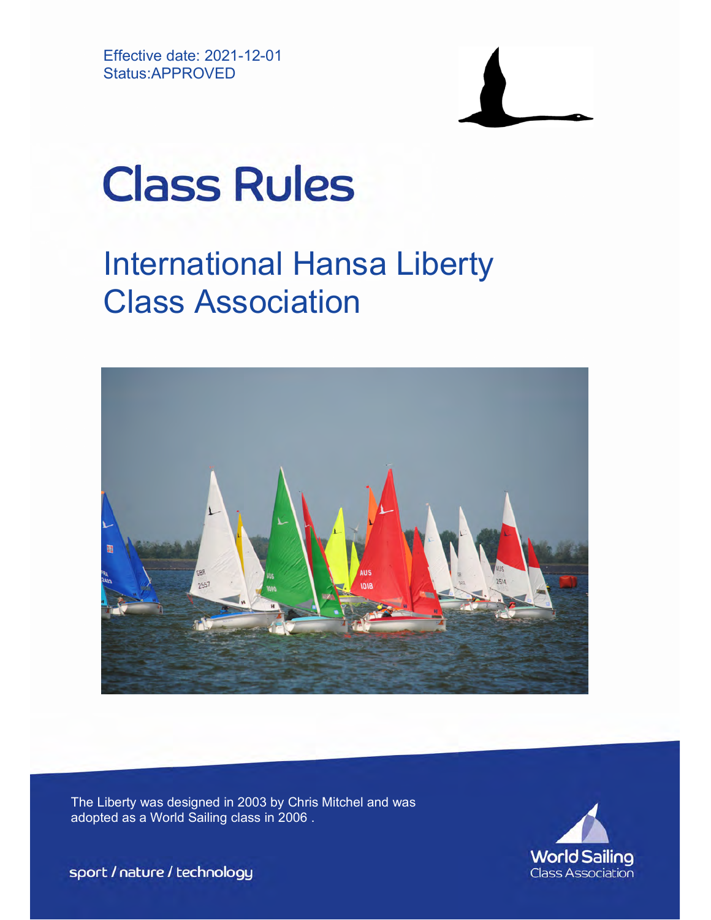Effective date: 2021-12-01
Status:APPROVED

# Class Rules

## International Hansa Liberty Class Association

The Liberty was designed in 2003 by Chris Mitchel and was adopted as a World Sailing class in 2006 .

sport / nature / technology

World Sailing Class Association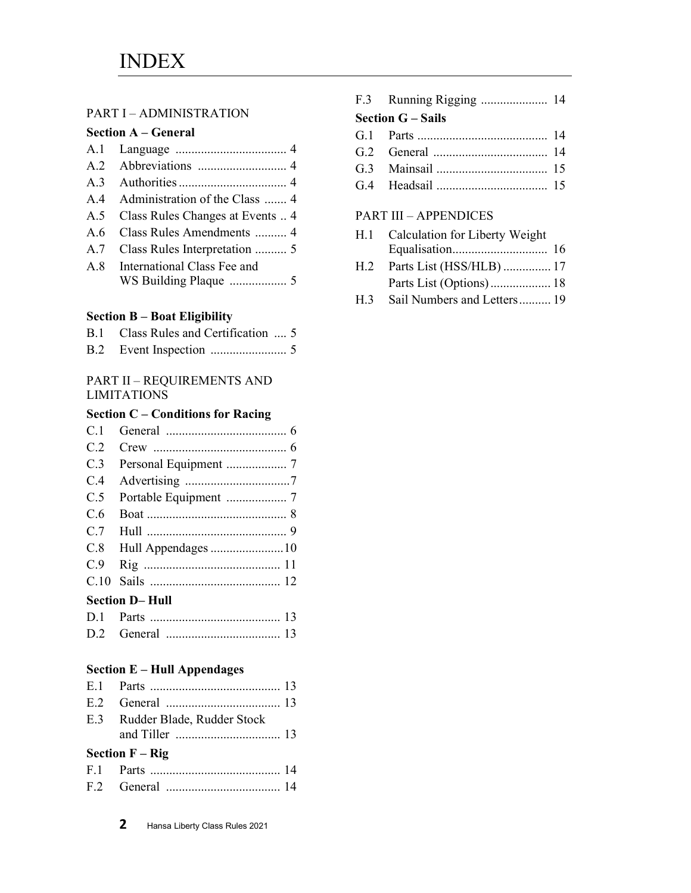# INDEX

## PART I – ADMINISTRATION

### Section A – General

- A.1 Language .................................. 4
- A.2 Abbreviations ........................... 4
- A.3 Authorities ................................. 4
- A.4 Administration of the Class ....... 4
- A.5 Class Rules Changes at Events .. 4
- A.6 Class Rules Amendments .......... 4
- A.7 Class Rules Interpretation .......... 5
- A.8 International Class Fee and WS Building Plaque ................. 5

### Section B – Boat Eligibility

- B.1 Class Rules and Certification .... 5
- B.2 Event Inspection ....................... 5

## PART II – REQUIREMENTS AND LIMITATIONS

### Section C – Conditions for Racing

- C.1 General ..................................... 6
- C.2 Crew ......................................... 6
- C.3 Personal Equipment .................. 7
- C.4 Advertising ................................7
- C.5 Portable Equipment .................. 7
- C.6 Boat ........................................... 8
- C.7 Hull ........................................... 9
- C.8 Hull Appendages ......................10
- C.9 Rig .......................................... 11
- C.10 Sails ........................................ 12

### Section D– Hull

- D.1 Parts ........................................ 13
- D.2 General ................................... 13

### Section E – Hull Appendages

- E.1 Parts ........................................ 13
- E.2 General ................................... 13
- E.3 Rudder Blade, Rudder Stock and Tiller ................................ 13

### Section F – Rig

- F.1 Parts ........................................ 14
- F.2 General ................................... 14
- F.3 Running Rigging .................... 14

### Section G – Sails

- G.1 Parts ........................................ 14
- G.2 General ................................... 14
- G.3 Mainsail .................................. 15
- G.4 Headsail .................................. 15

## PART III – APPENDICES

- H.1 Calculation for Liberty Weight Equalisation............................. 16
- H.2 Parts List (HSS/HLB) ............... 17
  Parts List (Options) ................... 18
- H.3 Sail Numbers and Letters.......... 19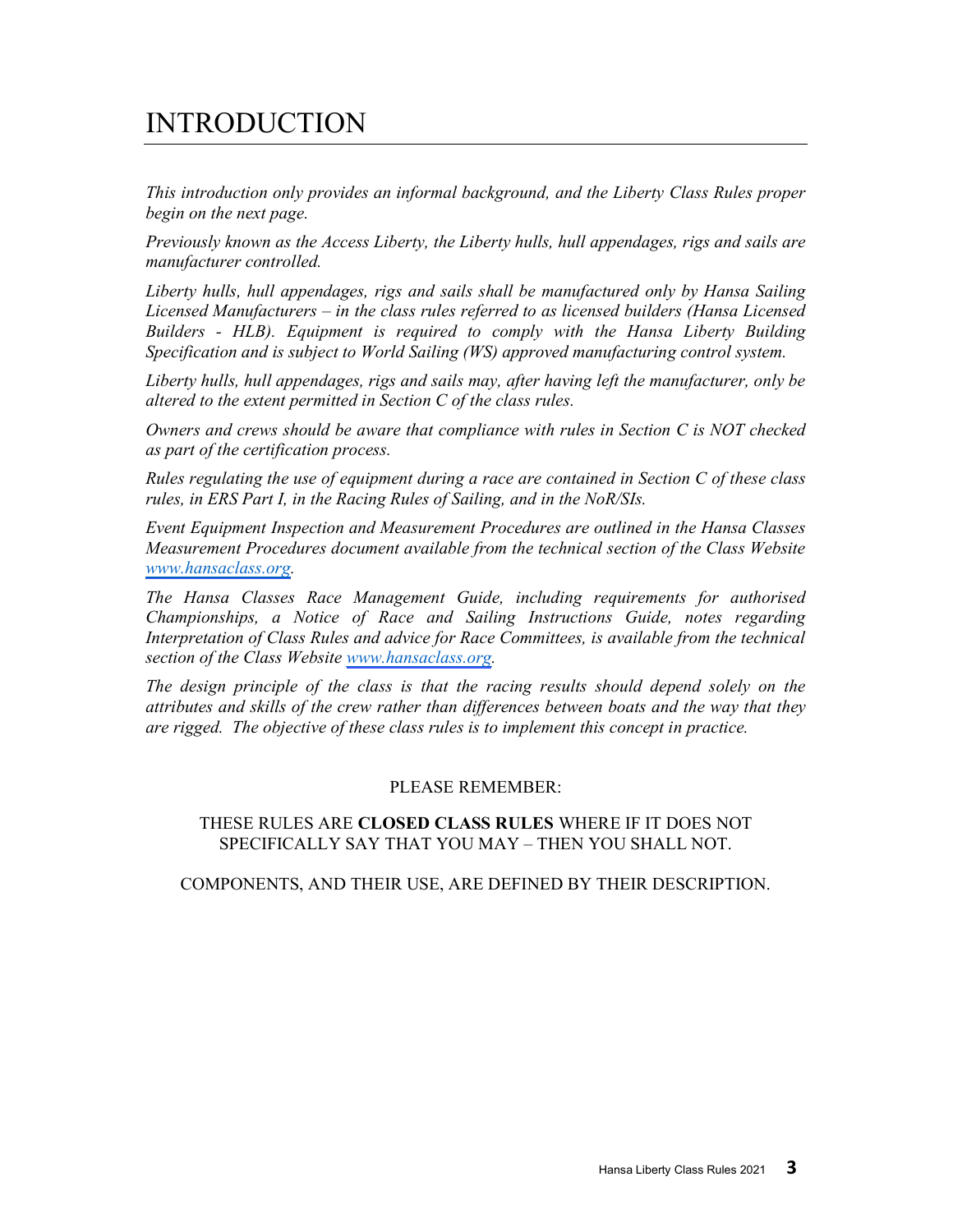# INTRODUCTION

*This introduction only provides an informal background, and the Liberty Class Rules proper begin on the next page.*

*Previously known as the Access Liberty, the Liberty hulls, hull appendages, rigs and sails are manufacturer controlled.*

*Liberty hulls, hull appendages, rigs and sails shall be manufactured only by Hansa Sailing Licensed Manufacturers – in the class rules referred to as licensed builders (Hansa Licensed Builders - HLB). Equipment is required to comply with the Hansa Liberty Building Specification and is subject to World Sailing (WS) approved manufacturing control system.*

*Liberty hulls, hull appendages, rigs and sails may, after having left the manufacturer, only be altered to the extent permitted in Section C of the class rules.*

*Owners and crews should be aware that compliance with rules in Section C is NOT checked as part of the certification process.*

*Rules regulating the use of equipment during a race are contained in Section C of these class rules, in ERS Part I, in the Racing Rules of Sailing, and in the NoR/SIs.*

*Event Equipment Inspection and Measurement Procedures are outlined in the Hansa Classes Measurement Procedures document available from the technical section of the Class Website [www.hansaclass.org](http://www.hansaclass.org).*

*The Hansa Classes Race Management Guide, including requirements for authorised Championships, a Notice of Race and Sailing Instructions Guide, notes regarding Interpretation of Class Rules and advice for Race Committees, is available from the technical section of the Class Website [www.hansaclass.org](http://www.hansaclass.org).*

*The design principle of the class is that the racing results should depend solely on the attributes and skills of the crew rather than differences between boats and the way that they are rigged. The objective of these class rules is to implement this concept in practice.*

PLEASE REMEMBER:

THESE RULES ARE **CLOSED CLASS RULES** WHERE IF IT DOES NOT SPECIFICALLY SAY THAT YOU MAY – THEN YOU SHALL NOT.

COMPONENTS, AND THEIR USE, ARE DEFINED BY THEIR DESCRIPTION.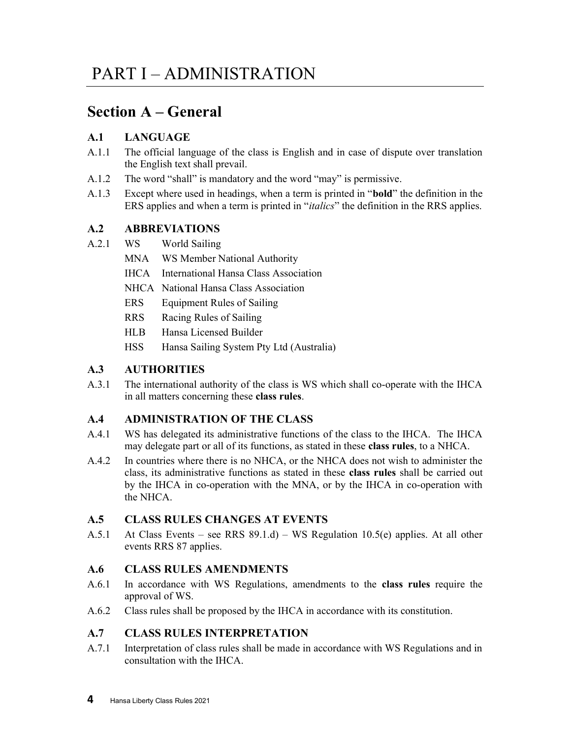# PART I – ADMINISTRATION

## Section A – General

### A.1 LANGUAGE

A.1.1 The official language of the class is English and in case of dispute over translation the English text shall prevail.

A.1.2 The word "shall" is mandatory and the word "may" is permissive.

A.1.3 Except where used in headings, when a term is printed in "**bold**" the definition in the ERS applies and when a term is printed in "*italics*" the definition in the RRS applies.

### A.2 ABBREVIATIONS

A.2.1

| | |
|---|---|
| WS | World Sailing |
| MNA | WS Member National Authority |
| IHCA | International Hansa Class Association |
| NHCA | National Hansa Class Association |
| ERS | Equipment Rules of Sailing |
| RRS | Racing Rules of Sailing |
| HLB | Hansa Licensed Builder |
| HSS | Hansa Sailing System Pty Ltd (Australia) |

### A.3 AUTHORITIES

A.3.1 The international authority of the class is WS which shall co-operate with the IHCA in all matters concerning these **class rules**.

### A.4 ADMINISTRATION OF THE CLASS

A.4.1 WS has delegated its administrative functions of the class to the IHCA. The IHCA may delegate part or all of its functions, as stated in these **class rules**, to a NHCA.

A.4.2 In countries where there is no NHCA, or the NHCA does not wish to administer the class, its administrative functions as stated in these **class rules** shall be carried out by the IHCA in co-operation with the MNA, or by the IHCA in co-operation with the NHCA.

### A.5 CLASS RULES CHANGES AT EVENTS

A.5.1 At Class Events – see RRS 89.1.d) – WS Regulation 10.5(e) applies. At all other events RRS 87 applies.

### A.6 CLASS RULES AMENDMENTS

A.6.1 In accordance with WS Regulations, amendments to the **class rules** require the approval of WS.

A.6.2 Class rules shall be proposed by the IHCA in accordance with its constitution.

### A.7 CLASS RULES INTERPRETATION

A.7.1 Interpretation of class rules shall be made in accordance with WS Regulations and in consultation with the IHCA.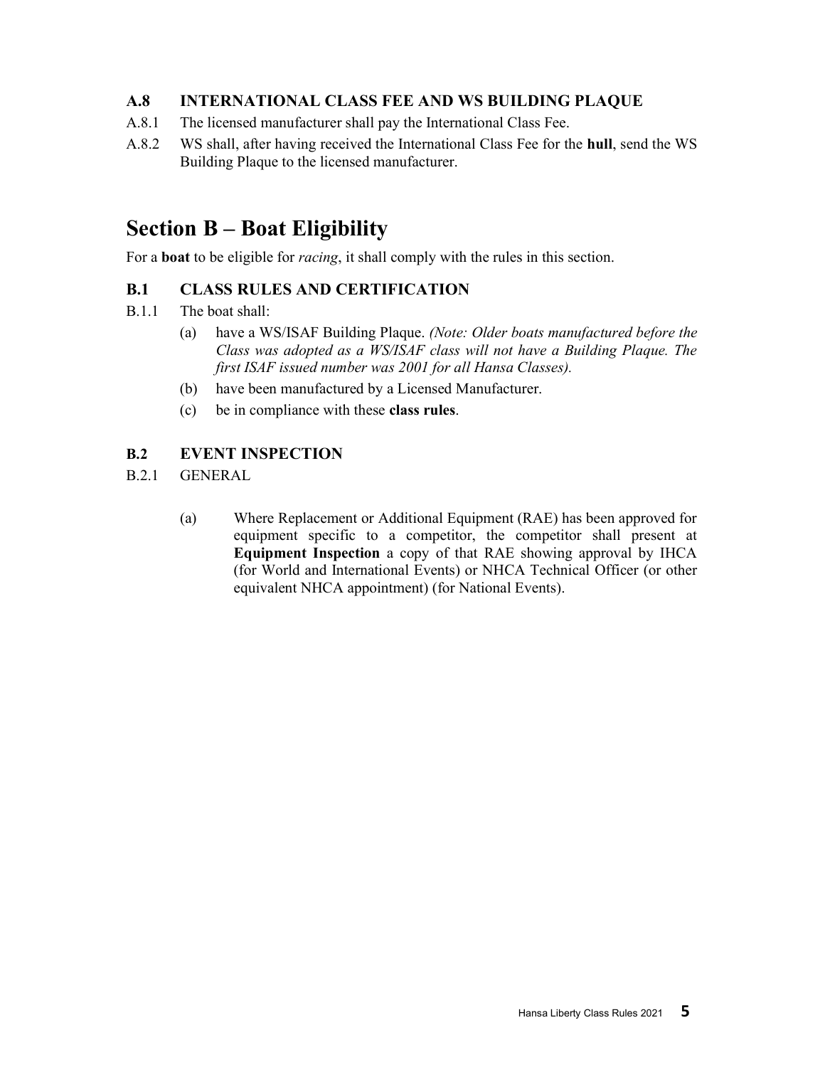### A.8 INTERNATIONAL CLASS FEE AND WS BUILDING PLAQUE

A.8.1 The licensed manufacturer shall pay the International Class Fee.

A.8.2 WS shall, after having received the International Class Fee for the **hull**, send the WS Building Plaque to the licensed manufacturer.

## Section B – Boat Eligibility

For a **boat** to be eligible for *racing*, it shall comply with the rules in this section.

### B.1 CLASS RULES AND CERTIFICATION

B.1.1 The boat shall:

(a) have a WS/ISAF Building Plaque. *(Note: Older boats manufactured before the Class was adopted as a WS/ISAF class will not have a Building Plaque. The first ISAF issued number was 2001 for all Hansa Classes).*

(b) have been manufactured by a Licensed Manufacturer.

(c) be in compliance with these **class rules**.

### B.2 EVENT INSPECTION

B.2.1 GENERAL

(a) Where Replacement or Additional Equipment (RAE) has been approved for equipment specific to a competitor, the competitor shall present at **Equipment Inspection** a copy of that RAE showing approval by IHCA (for World and International Events) or NHCA Technical Officer (or other equivalent NHCA appointment) (for National Events).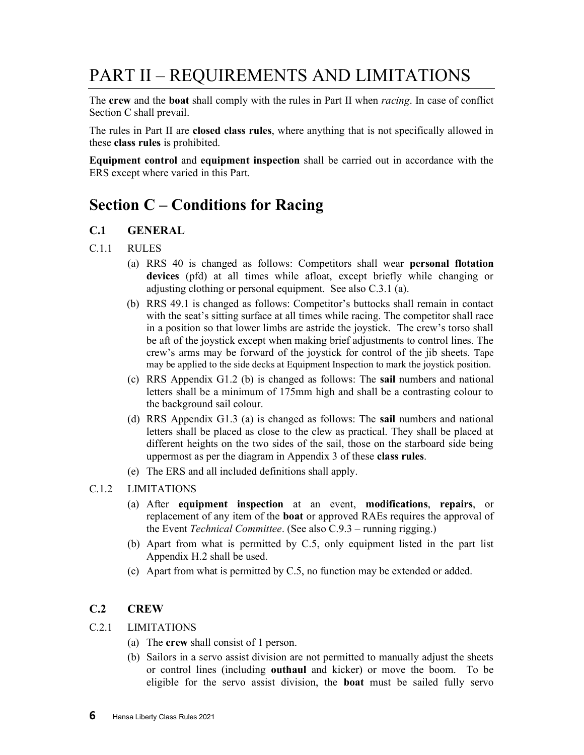# PART II – REQUIREMENTS AND LIMITATIONS

The **crew** and the **boat** shall comply with the rules in Part II when *racing*. In case of conflict Section C shall prevail.

The rules in Part II are **closed class rules**, where anything that is not specifically allowed in these **class rules** is prohibited.

**Equipment control** and **equipment inspection** shall be carried out in accordance with the ERS except where varied in this Part.

## Section C – Conditions for Racing

### C.1 GENERAL

C.1.1 RULES

(a) RRS 40 is changed as follows: Competitors shall wear **personal flotation devices** (pfd) at all times while afloat, except briefly while changing or adjusting clothing or personal equipment. See also C.3.1 (a).

(b) RRS 49.1 is changed as follows: Competitor's buttocks shall remain in contact with the seat's sitting surface at all times while racing. The competitor shall race in a position so that lower limbs are astride the joystick. The crew's torso shall be aft of the joystick except when making brief adjustments to control lines. The crew's arms may be forward of the joystick for control of the jib sheets. Tape may be applied to the side decks at Equipment Inspection to mark the joystick position.

(c) RRS Appendix G1.2 (b) is changed as follows: The **sail** numbers and national letters shall be a minimum of 175mm high and shall be a contrasting colour to the background sail colour.

(d) RRS Appendix G1.3 (a) is changed as follows: The **sail** numbers and national letters shall be placed as close to the clew as practical. They shall be placed at different heights on the two sides of the sail, those on the starboard side being uppermost as per the diagram in Appendix 3 of these **class rules**.

(e) The ERS and all included definitions shall apply.

C.1.2 LIMITATIONS

(a) After **equipment inspection** at an event, **modifications**, **repairs**, or replacement of any item of the **boat** or approved RAEs requires the approval of the Event *Technical Committee*. (See also C.9.3 – running rigging.)

(b) Apart from what is permitted by C.5, only equipment listed in the part list Appendix H.2 shall be used.

(c) Apart from what is permitted by C.5, no function may be extended or added.

### C.2 CREW

C.2.1 LIMITATIONS

(a) The **crew** shall consist of 1 person.

(b) Sailors in a servo assist division are not permitted to manually adjust the sheets or control lines (including **outhaul** and kicker) or move the boom. To be eligible for the servo assist division, the **boat** must be sailed fully servo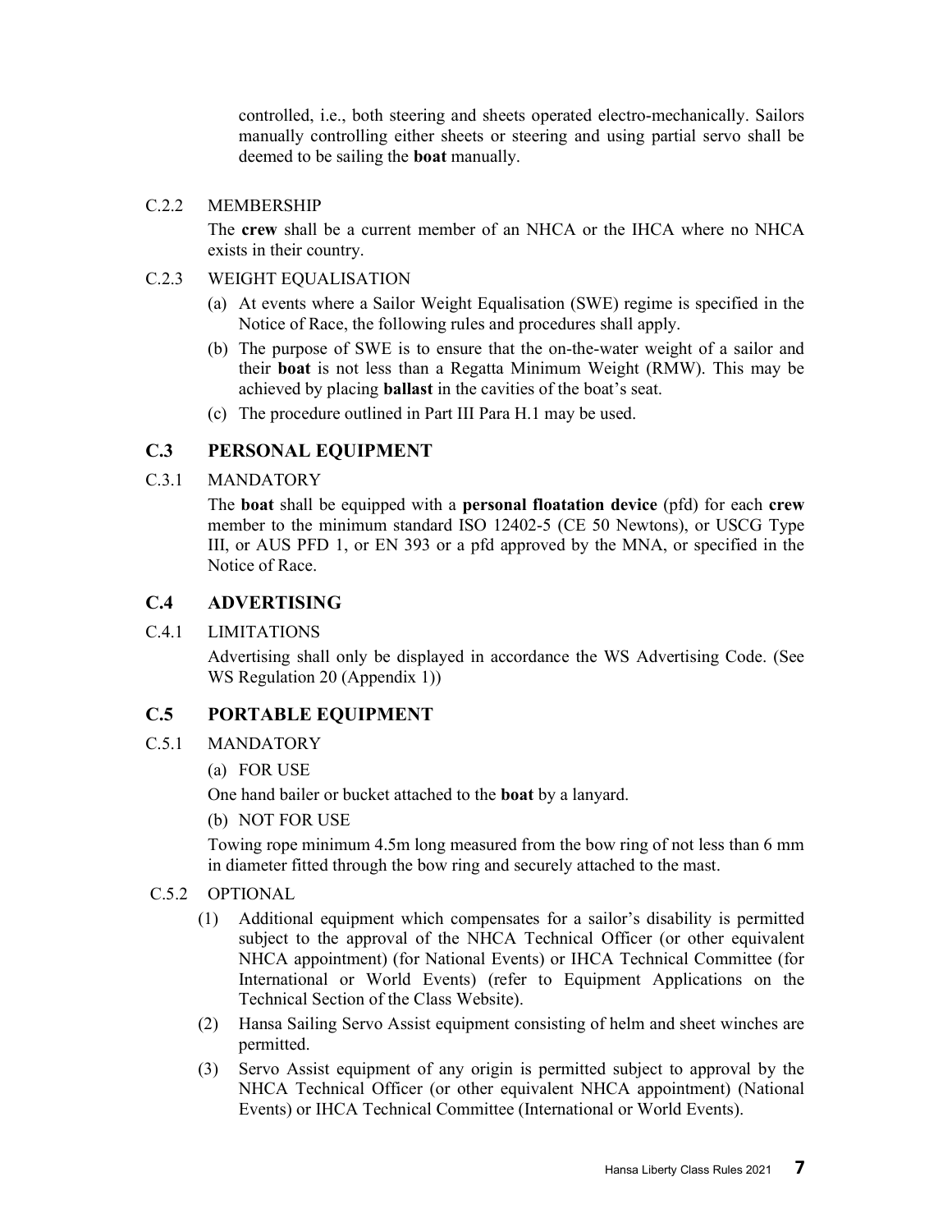controlled, i.e., both steering and sheets operated electro-mechanically. Sailors manually controlling either sheets or steering and using partial servo shall be deemed to be sailing the **boat** manually.

C.2.2 MEMBERSHIP

The **crew** shall be a current member of an NHCA or the IHCA where no NHCA exists in their country.

C.2.3 WEIGHT EQUALISATION

(a) At events where a Sailor Weight Equalisation (SWE) regime is specified in the Notice of Race, the following rules and procedures shall apply.

(b) The purpose of SWE is to ensure that the on-the-water weight of a sailor and their **boat** is not less than a Regatta Minimum Weight (RMW). This may be achieved by placing **ballast** in the cavities of the boat's seat.

(c) The procedure outlined in Part III Para H.1 may be used.

## C.3 PERSONAL EQUIPMENT

C.3.1 MANDATORY

The **boat** shall be equipped with a **personal floatation device** (pfd) for each **crew** member to the minimum standard ISO 12402-5 (CE 50 Newtons), or USCG Type III, or AUS PFD 1, or EN 393 or a pfd approved by the MNA, or specified in the Notice of Race.

## C.4 ADVERTISING

C.4.1 LIMITATIONS

Advertising shall only be displayed in accordance the WS Advertising Code. (See WS Regulation 20 (Appendix 1))

## C.5 PORTABLE EQUIPMENT

C.5.1 MANDATORY

(a) FOR USE

One hand bailer or bucket attached to the **boat** by a lanyard.

(b) NOT FOR USE

Towing rope minimum 4.5m long measured from the bow ring of not less than 6 mm in diameter fitted through the bow ring and securely attached to the mast.

C.5.2 OPTIONAL

(1) Additional equipment which compensates for a sailor's disability is permitted subject to the approval of the NHCA Technical Officer (or other equivalent NHCA appointment) (for National Events) or IHCA Technical Committee (for International or World Events) (refer to Equipment Applications on the Technical Section of the Class Website).

(2) Hansa Sailing Servo Assist equipment consisting of helm and sheet winches are permitted.

(3) Servo Assist equipment of any origin is permitted subject to approval by the NHCA Technical Officer (or other equivalent NHCA appointment) (National Events) or IHCA Technical Committee (International or World Events).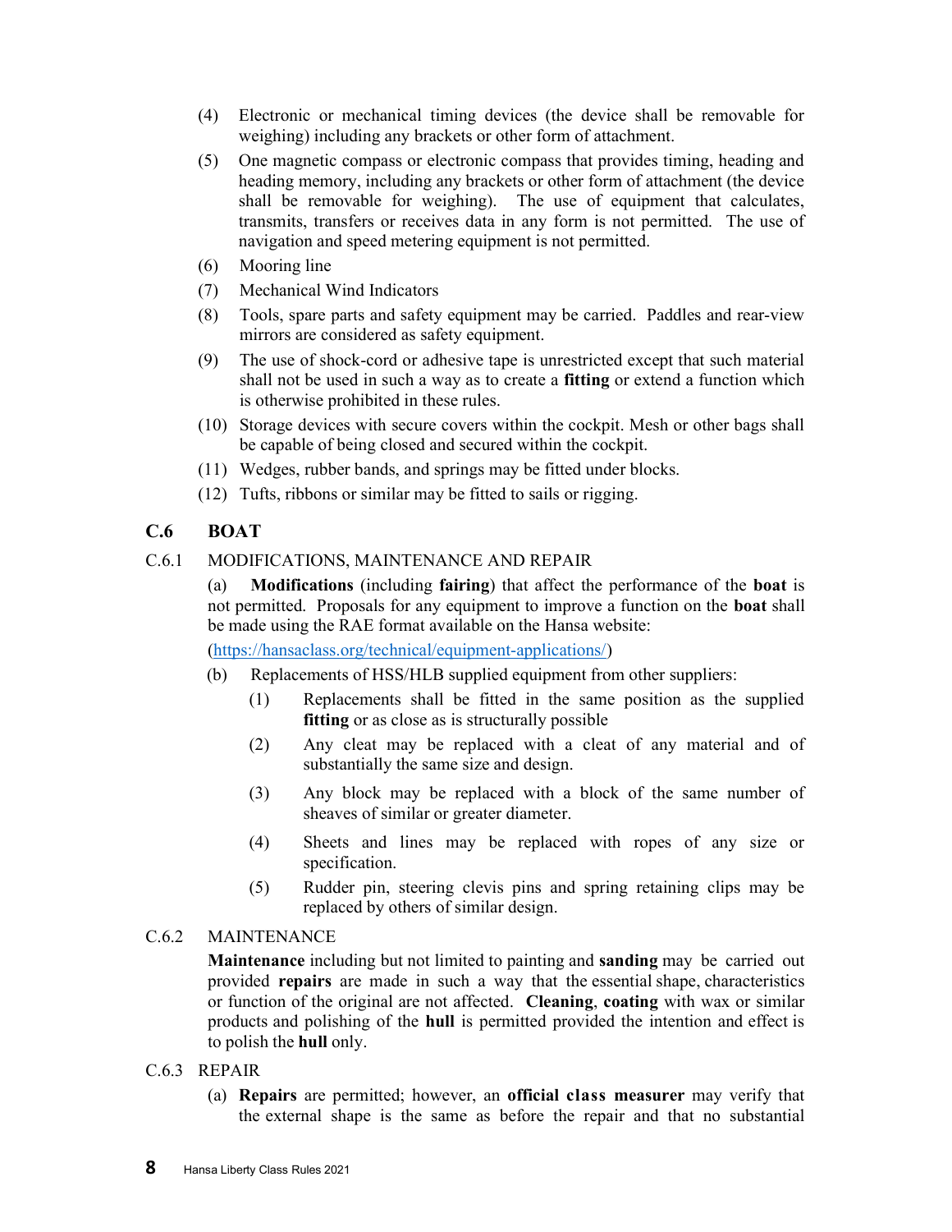(4) Electronic or mechanical timing devices (the device shall be removable for weighing) including any brackets or other form of attachment.

(5) One magnetic compass or electronic compass that provides timing, heading and heading memory, including any brackets or other form of attachment (the device shall be removable for weighing). The use of equipment that calculates, transmits, transfers or receives data in any form is not permitted. The use of navigation and speed metering equipment is not permitted.

(6) Mooring line

(7) Mechanical Wind Indicators

(8) Tools, spare parts and safety equipment may be carried. Paddles and rear-view mirrors are considered as safety equipment.

(9) The use of shock-cord or adhesive tape is unrestricted except that such material shall not be used in such a way as to create a **fitting** or extend a function which is otherwise prohibited in these rules.

(10) Storage devices with secure covers within the cockpit. Mesh or other bags shall be capable of being closed and secured within the cockpit.

(11) Wedges, rubber bands, and springs may be fitted under blocks.

(12) Tufts, ribbons or similar may be fitted to sails or rigging.

## C.6 BOAT

### C.6.1 MODIFICATIONS, MAINTENANCE AND REPAIR

(a) **Modifications** (including **fairing**) that affect the performance of the **boat** is not permitted. Proposals for any equipment to improve a function on the **boat** shall be made using the RAE format available on the Hansa website:

(https://hansaclass.org/technical/equipment-applications/)

(b) Replacements of HSS/HLB supplied equipment from other suppliers:

(1) Replacements shall be fitted in the same position as the supplied **fitting** or as close as is structurally possible

(2) Any cleat may be replaced with a cleat of any material and of substantially the same size and design.

(3) Any block may be replaced with a block of the same number of sheaves of similar or greater diameter.

(4) Sheets and lines may be replaced with ropes of any size or specification.

(5) Rudder pin, steering clevis pins and spring retaining clips may be replaced by others of similar design.

### C.6.2 MAINTENANCE

**Maintenance** including but not limited to painting and **sanding** may be carried out provided **repairs** are made in such a way that the essential shape, characteristics or function of the original are not affected. **Cleaning**, **coating** with wax or similar products and polishing of the **hull** is permitted provided the intention and effect is to polish the **hull** only.

### C.6.3 REPAIR

(a) **Repairs** are permitted; however, an **official class measurer** may verify that the external shape is the same as before the repair and that no substantial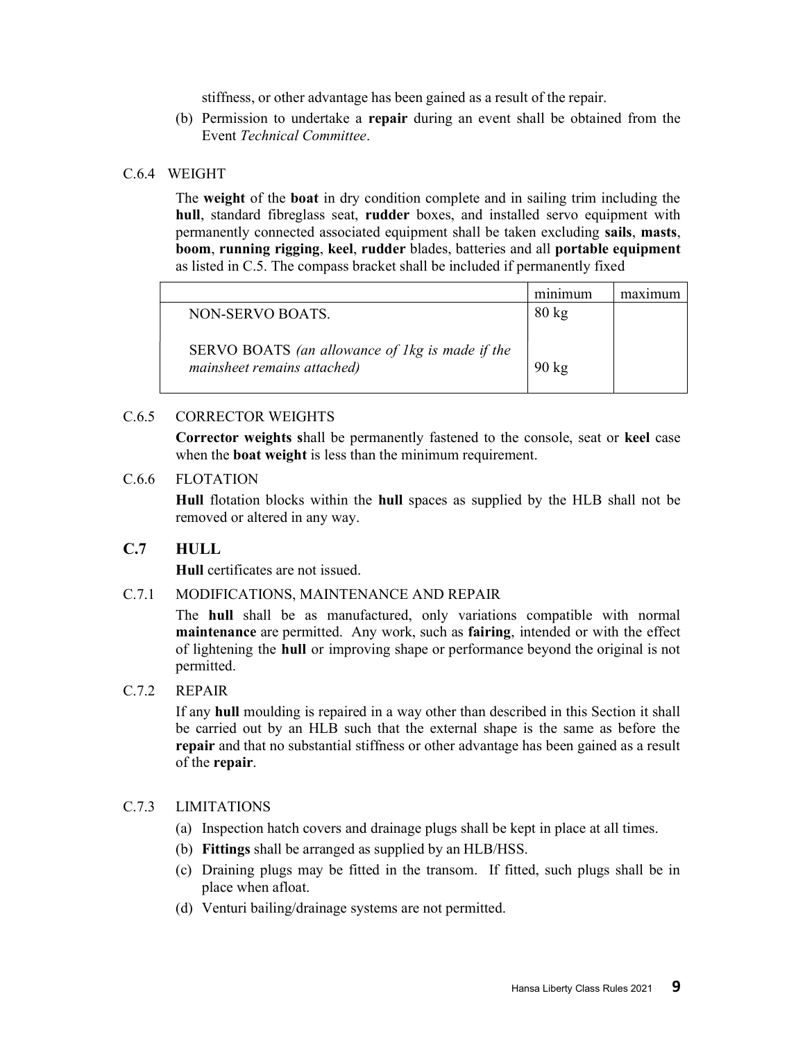stiffness, or other advantage has been gained as a result of the repair.

(b) Permission to undertake a **repair** during an event shall be obtained from the Event *Technical Committee*.

### C.6.4 WEIGHT

The **weight** of the **boat** in dry condition complete and in sailing trim including the **hull**, standard fibreglass seat, **rudder** boxes, and installed servo equipment with permanently connected associated equipment shall be taken excluding **sails**, **masts**, **boom**, **running rigging**, **keel**, **rudder** blades, batteries and all **portable equipment** as listed in C.5. The compass bracket shall be included if permanently fixed

| | minimum | maximum |
|---|---|---|
| NON-SERVO BOATS. | 80 kg | |
| SERVO BOATS *(an allowance of 1kg is made if the mainsheet remains attached)* | 90 kg | |

### C.6.5 CORRECTOR WEIGHTS

**Corrector weights s**hall be permanently fastened to the console, seat or **keel** case when the **boat weight** is less than the minimum requirement.

### C.6.6 FLOTATION

**Hull** flotation blocks within the **hull** spaces as supplied by the HLB shall not be removed or altered in any way.

## C.7 HULL

**Hull** certificates are not issued.

### C.7.1 MODIFICATIONS, MAINTENANCE AND REPAIR

The **hull** shall be as manufactured, only variations compatible with normal **maintenance** are permitted. Any work, such as **fairing**, intended or with the effect of lightening the **hull** or improving shape or performance beyond the original is not permitted.

### C.7.2 REPAIR

If any **hull** moulding is repaired in a way other than described in this Section it shall be carried out by an HLB such that the external shape is the same as before the **repair** and that no substantial stiffness or other advantage has been gained as a result of the **repair**.

### C.7.3 LIMITATIONS

(a) Inspection hatch covers and drainage plugs shall be kept in place at all times.

(b) **Fittings** shall be arranged as supplied by an HLB/HSS.

(c) Draining plugs may be fitted in the transom. If fitted, such plugs shall be in place when afloat.

(d) Venturi bailing/drainage systems are not permitted.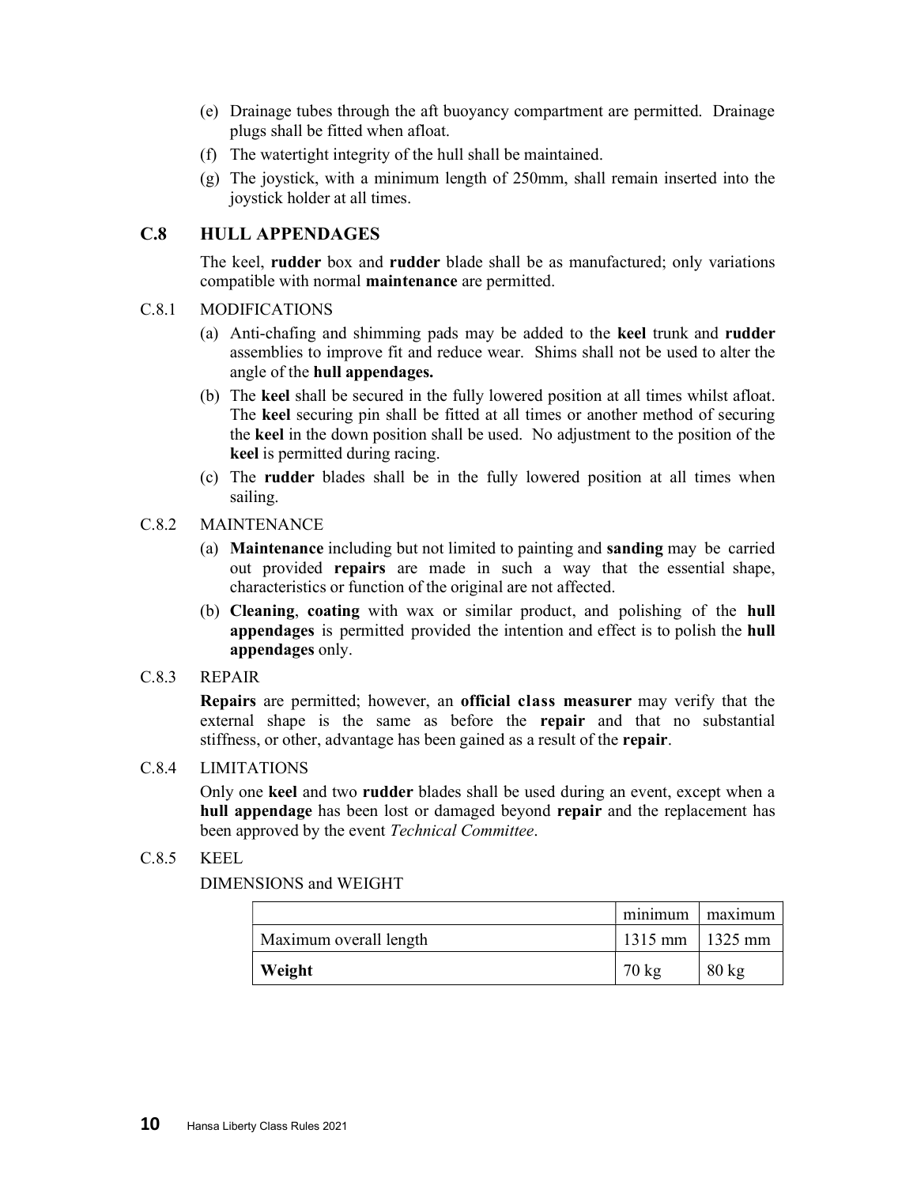(e) Drainage tubes through the aft buoyancy compartment are permitted. Drainage plugs shall be fitted when afloat.

(f) The watertight integrity of the hull shall be maintained.

(g) The joystick, with a minimum length of 250mm, shall remain inserted into the joystick holder at all times.

## C.8 HULL APPENDAGES

The keel, **rudder** box and **rudder** blade shall be as manufactured; only variations compatible with normal **maintenance** are permitted.

### C.8.1 MODIFICATIONS

(a) Anti-chafing and shimming pads may be added to the **keel** trunk and **rudder** assemblies to improve fit and reduce wear. Shims shall not be used to alter the angle of the **hull appendages.**

(b) The **keel** shall be secured in the fully lowered position at all times whilst afloat. The **keel** securing pin shall be fitted at all times or another method of securing the **keel** in the down position shall be used. No adjustment to the position of the **keel** is permitted during racing.

(c) The **rudder** blades shall be in the fully lowered position at all times when sailing.

### C.8.2 MAINTENANCE

(a) **Maintenance** including but not limited to painting and **sanding** may be carried out provided **repairs** are made in such a way that the essential shape, characteristics or function of the original are not affected.

(b) **Cleaning**, **coating** with wax or similar product, and polishing of the **hull appendages** is permitted provided the intention and effect is to polish the **hull appendages** only.

### C.8.3 REPAIR

**Repairs** are permitted; however, an **official class measurer** may verify that the external shape is the same as before the **repair** and that no substantial stiffness, or other, advantage has been gained as a result of the **repair**.

### C.8.4 LIMITATIONS

Only one **keel** and two **rudder** blades shall be used during an event, except when a **hull appendage** has been lost or damaged beyond **repair** and the replacement has been approved by the event *Technical Committee*.

### C.8.5 KEEL

DIMENSIONS and WEIGHT

| | minimum | maximum |
|---|---|---|
| Maximum overall length | 1315 mm | 1325 mm |
| **Weight** | 70 kg | 80 kg |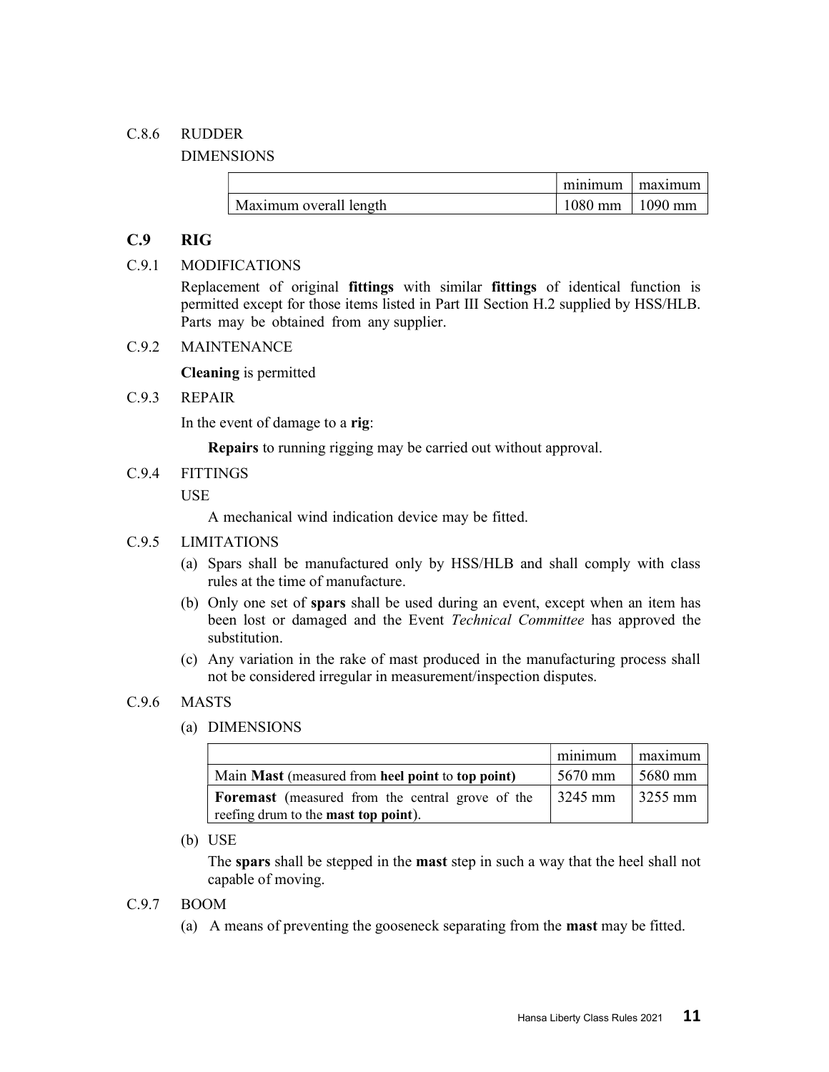C.8.6 RUDDER

DIMENSIONS

| | minimum | maximum |
|---|---|---|
| Maximum overall length | 1080 mm | 1090 mm |

## C.9 RIG

C.9.1 MODIFICATIONS

Replacement of original **fittings** with similar **fittings** of identical function is permitted except for those items listed in Part III Section H.2 supplied by HSS/HLB. Parts may be obtained from any supplier.

C.9.2 MAINTENANCE

**Cleaning** is permitted

C.9.3 REPAIR

In the event of damage to a **rig**:

**Repairs** to running rigging may be carried out without approval.

C.9.4 FITTINGS

USE

A mechanical wind indication device may be fitted.

C.9.5 LIMITATIONS

(a) Spars shall be manufactured only by HSS/HLB and shall comply with class rules at the time of manufacture.

(b) Only one set of **spars** shall be used during an event, except when an item has been lost or damaged and the Event *Technical Committee* has approved the substitution.

(c) Any variation in the rake of mast produced in the manufacturing process shall not be considered irregular in measurement/inspection disputes.

C.9.6 MASTS

(a) DIMENSIONS

| | minimum | maximum |
|---|---|---|
| Main **Mast** (measured from **heel point** to **top point)** | 5670 mm | 5680 mm |
| **Foremast** (measured from the central grove of the reefing drum to the **mast top point**). | 3245 mm | 3255 mm |

(b) USE

The **spars** shall be stepped in the **mast** step in such a way that the heel shall not capable of moving.

C.9.7 BOOM

(a) A means of preventing the gooseneck separating from the **mast** may be fitted.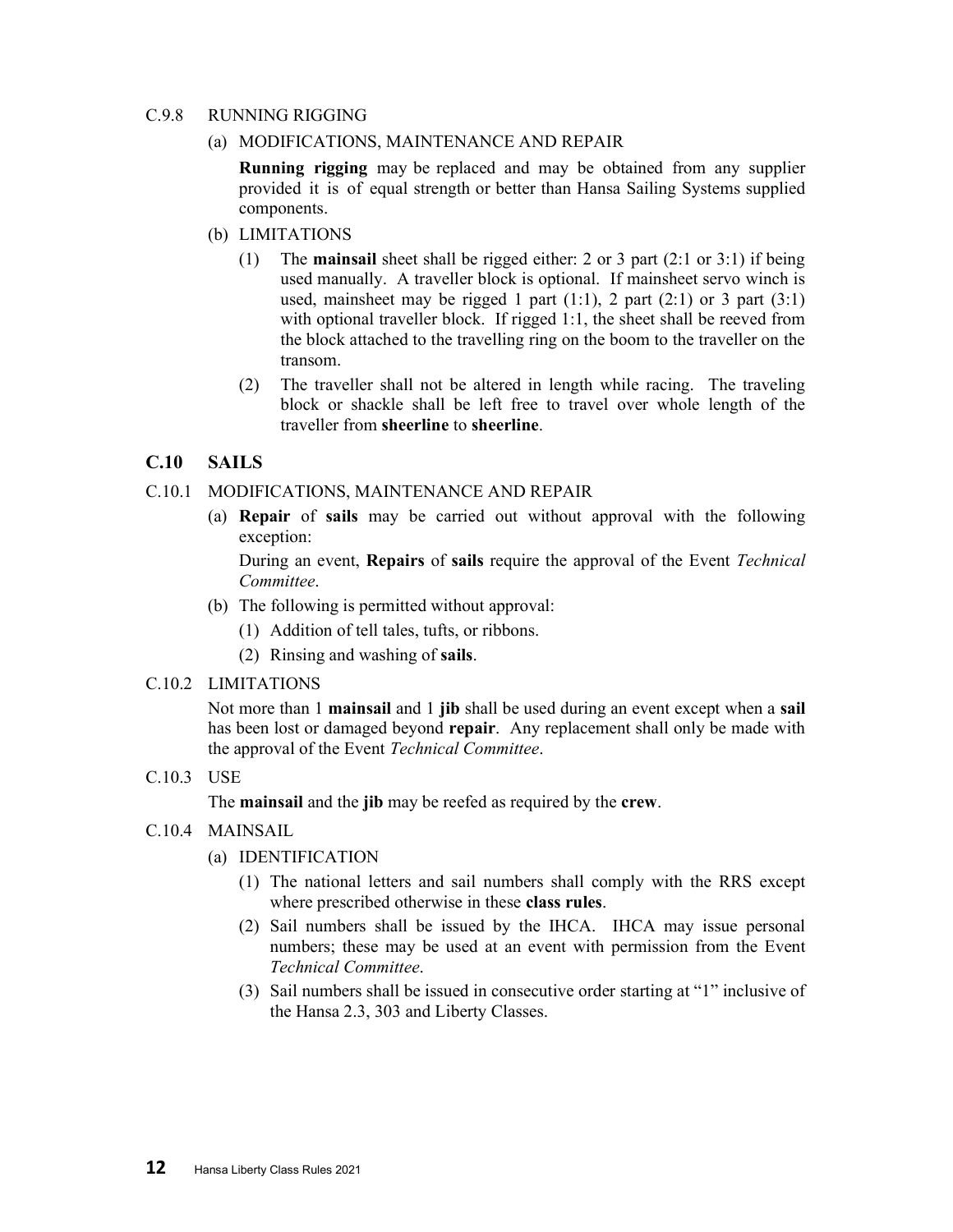C.9.8 RUNNING RIGGING

(a) MODIFICATIONS, MAINTENANCE AND REPAIR

**Running rigging** may be replaced and may be obtained from any supplier provided it is of equal strength or better than Hansa Sailing Systems supplied components.

(b) LIMITATIONS

(1) The **mainsail** sheet shall be rigged either: 2 or 3 part (2:1 or 3:1) if being used manually. A traveller block is optional. If mainsheet servo winch is used, mainsheet may be rigged 1 part (1:1), 2 part (2:1) or 3 part (3:1) with optional traveller block. If rigged 1:1, the sheet shall be reeved from the block attached to the travelling ring on the boom to the traveller on the transom.

(2) The traveller shall not be altered in length while racing. The traveling block or shackle shall be left free to travel over whole length of the traveller from **sheerline** to **sheerline**.

## C.10 SAILS

C.10.1 MODIFICATIONS, MAINTENANCE AND REPAIR

(a) **Repair** of **sails** may be carried out without approval with the following exception:

During an event, **Repairs** of **sails** require the approval of the Event *Technical Committee*.

(b) The following is permitted without approval:

(1) Addition of tell tales, tufts, or ribbons.

(2) Rinsing and washing of **sails**.

C.10.2 LIMITATIONS

Not more than 1 **mainsail** and 1 **jib** shall be used during an event except when a **sail** has been lost or damaged beyond **repair**. Any replacement shall only be made with the approval of the Event *Technical Committee*.

C.10.3 USE

The **mainsail** and the **jib** may be reefed as required by the **crew**.

C.10.4 MAINSAIL

(a) IDENTIFICATION

(1) The national letters and sail numbers shall comply with the RRS except where prescribed otherwise in these **class rules**.

(2) Sail numbers shall be issued by the IHCA. IHCA may issue personal numbers; these may be used at an event with permission from the Event *Technical Committee*.

(3) Sail numbers shall be issued in consecutive order starting at "1" inclusive of the Hansa 2.3, 303 and Liberty Classes.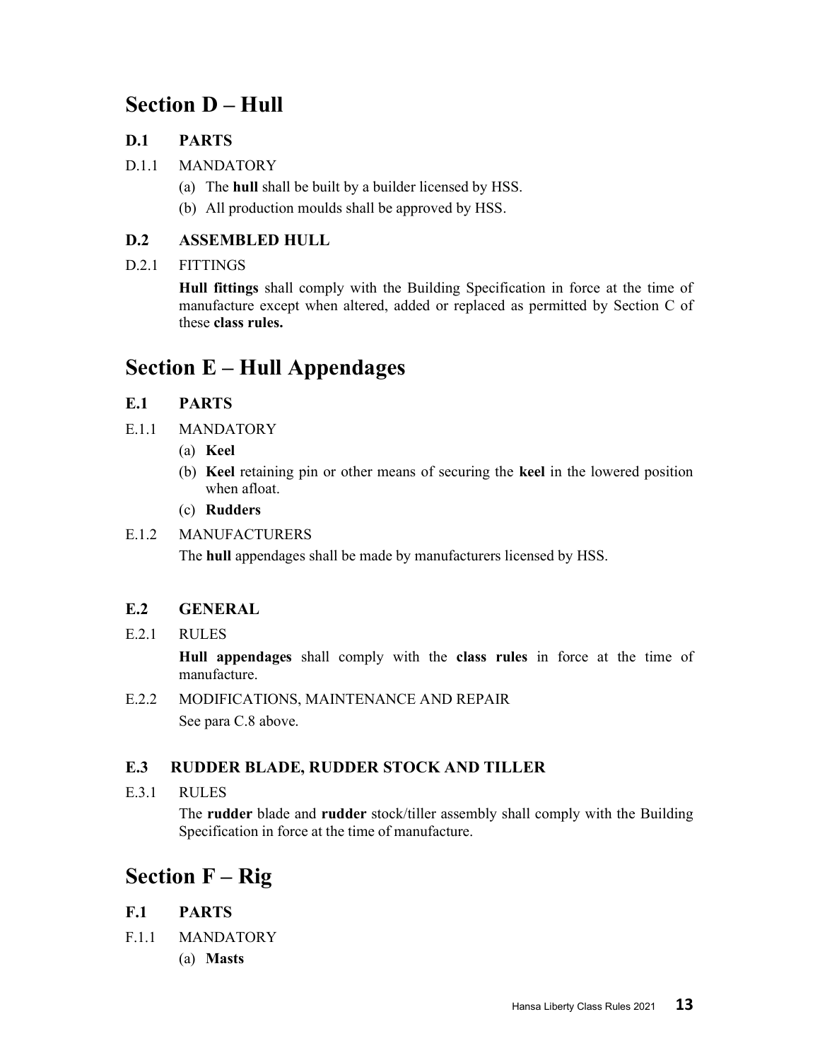# Section D – Hull

## D.1 PARTS

D.1.1 MANDATORY

(a) The **hull** shall be built by a builder licensed by HSS.

(b) All production moulds shall be approved by HSS.

## D.2 ASSEMBLED HULL

D.2.1 FITTINGS

**Hull fittings** shall comply with the Building Specification in force at the time of manufacture except when altered, added or replaced as permitted by Section C of these **class rules.**

# Section E – Hull Appendages

## E.1 PARTS

E.1.1 MANDATORY

(a) **Keel**

(b) **Keel** retaining pin or other means of securing the **keel** in the lowered position when afloat.

(c) **Rudders**

E.1.2 MANUFACTURERS

The **hull** appendages shall be made by manufacturers licensed by HSS.

## E.2 GENERAL

E.2.1 RULES

**Hull appendages** shall comply with the **class rules** in force at the time of manufacture.

E.2.2 MODIFICATIONS, MAINTENANCE AND REPAIR

See para C.8 above.

## E.3 RUDDER BLADE, RUDDER STOCK AND TILLER

E.3.1 RULES

The **rudder** blade and **rudder** stock/tiller assembly shall comply with the Building Specification in force at the time of manufacture.

# Section F – Rig

## F.1 PARTS

F.1.1 MANDATORY

(a) **Masts**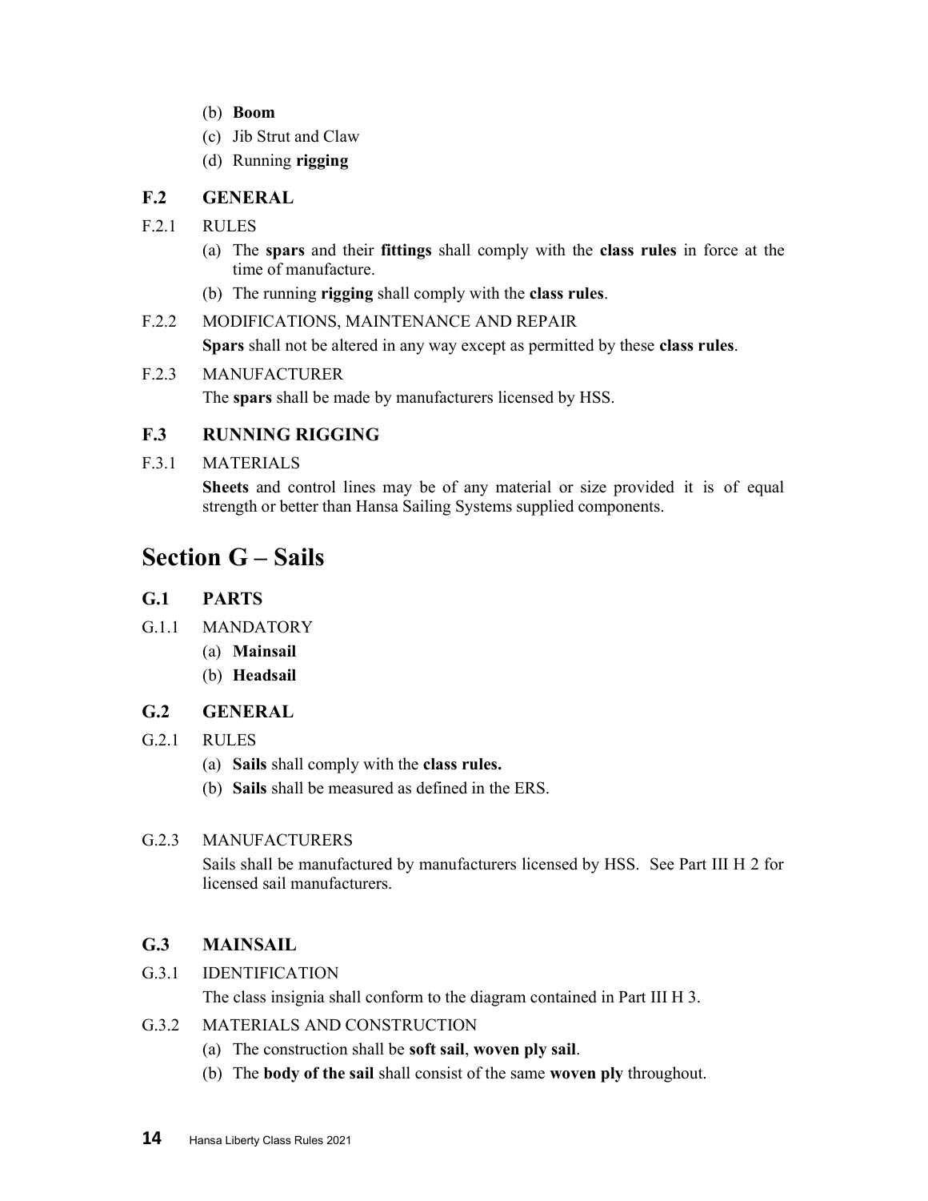(b) **Boom**
(c) Jib Strut and Claw
(d) Running **rigging**

### F.2 GENERAL

F.2.1 RULES

(a) The **spars** and their **fittings** shall comply with the **class rules** in force at the time of manufacture.

(b) The running **rigging** shall comply with the **class rules**.

F.2.2 MODIFICATIONS, MAINTENANCE AND REPAIR

**Spars** shall not be altered in any way except as permitted by these **class rules**.

F.2.3 MANUFACTURER

The **spars** shall be made by manufacturers licensed by HSS.

### F.3 RUNNING RIGGING

F.3.1 MATERIALS

**Sheets** and control lines may be of any material or size provided it is of equal strength or better than Hansa Sailing Systems supplied components.

## Section G – Sails

### G.1 PARTS

G.1.1 MANDATORY

(a) **Mainsail**
(b) **Headsail**

### G.2 GENERAL

G.2.1 RULES

(a) **Sails** shall comply with the **class rules.**

(b) **Sails** shall be measured as defined in the ERS.

G.2.3 MANUFACTURERS

Sails shall be manufactured by manufacturers licensed by HSS. See Part III H 2 for licensed sail manufacturers.

### G.3 MAINSAIL

G.3.1 IDENTIFICATION

The class insignia shall conform to the diagram contained in Part III H 3.

G.3.2 MATERIALS AND CONSTRUCTION

(a) The construction shall be **soft sail**, **woven ply sail**.

(b) The **body of the sail** shall consist of the same **woven ply** throughout.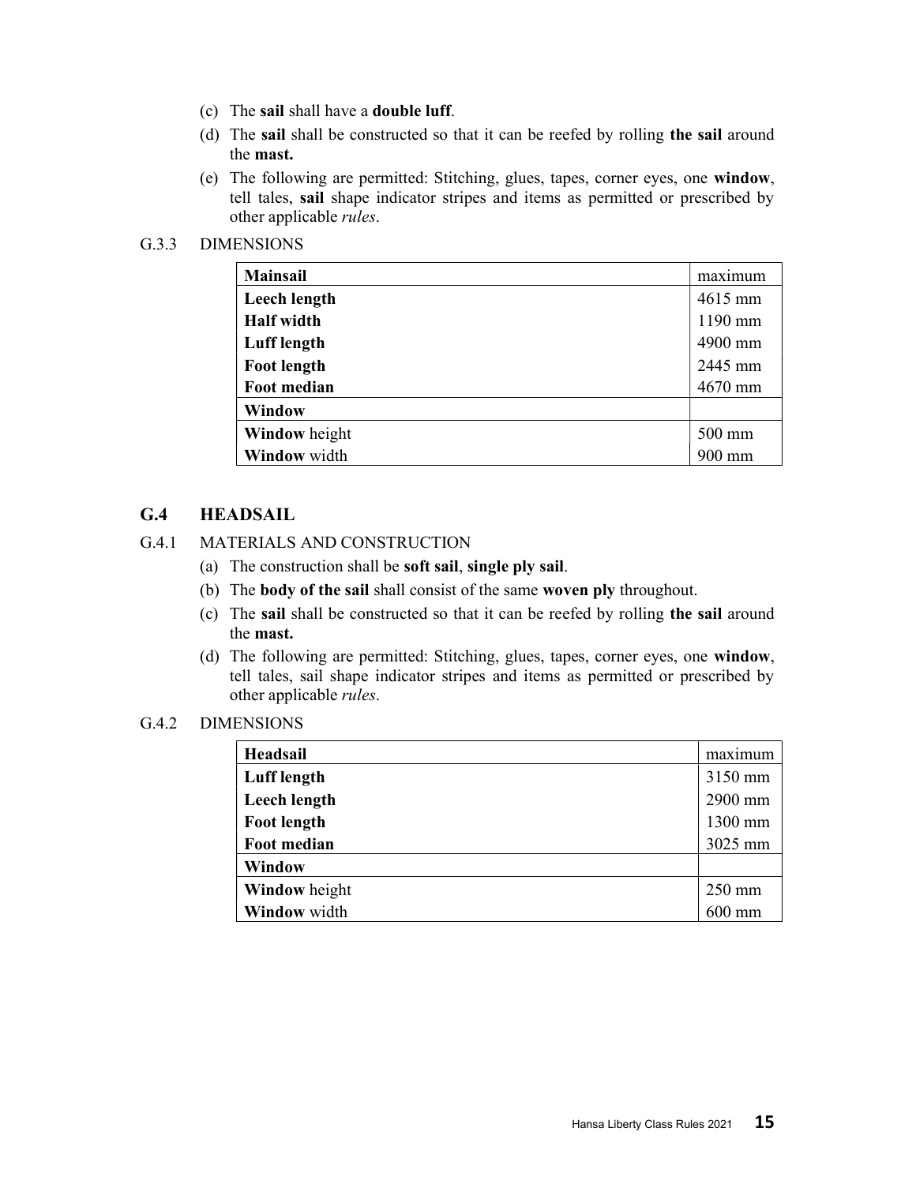(c) The **sail** shall have a **double luff**.

(d) The **sail** shall be constructed so that it can be reefed by rolling **the sail** around the **mast.**

(e) The following are permitted: Stitching, glues, tapes, corner eyes, one **window**, tell tales, **sail** shape indicator stripes and items as permitted or prescribed by other applicable *rules*.

G.3.3 DIMENSIONS

| **Mainsail** | maximum |
|---|---|
| **Leech length** | 4615 mm |
| **Half width** | 1190 mm |
| **Luff length** | 4900 mm |
| **Foot length** | 2445 mm |
| **Foot median** | 4670 mm |
| **Window** | |
| **Window** height | 500 mm |
| **Window** width | 900 mm |

## G.4 HEADSAIL

G.4.1 MATERIALS AND CONSTRUCTION

(a) The construction shall be **soft sail**, **single ply sail**.

(b) The **body of the sail** shall consist of the same **woven ply** throughout.

(c) The **sail** shall be constructed so that it can be reefed by rolling **the sail** around the **mast.**

(d) The following are permitted: Stitching, glues, tapes, corner eyes, one **window**, tell tales, sail shape indicator stripes and items as permitted or prescribed by other applicable *rules*.

G.4.2 DIMENSIONS

| **Headsail** | maximum |
|---|---|
| **Luff length** | 3150 mm |
| **Leech length** | 2900 mm |
| **Foot length** | 1300 mm |
| **Foot median** | 3025 mm |
| **Window** | |
| **Window** height | 250 mm |
| **Window** width | 600 mm |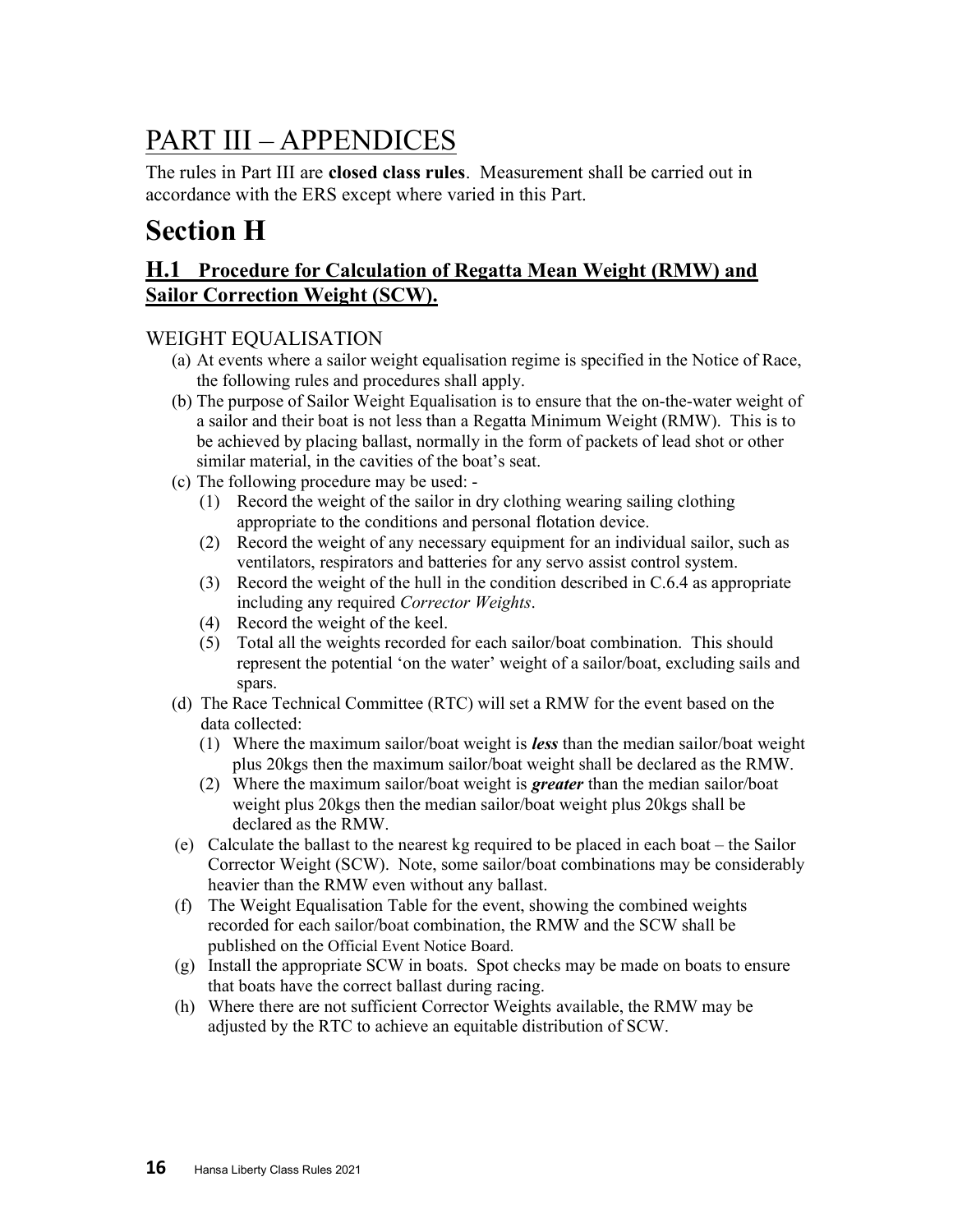# PART III – APPENDICES

The rules in Part III are **closed class rules**. Measurement shall be carried out in accordance with the ERS except where varied in this Part.

# Section H

## H.1 Procedure for Calculation of Regatta Mean Weight (RMW) and Sailor Correction Weight (SCW).

### WEIGHT EQUALISATION

(a) At events where a sailor weight equalisation regime is specified in the Notice of Race, the following rules and procedures shall apply.

(b) The purpose of Sailor Weight Equalisation is to ensure that the on-the-water weight of a sailor and their boat is not less than a Regatta Minimum Weight (RMW). This is to be achieved by placing ballast, normally in the form of packets of lead shot or other similar material, in the cavities of the boat's seat.

(c) The following procedure may be used: -

(1) Record the weight of the sailor in dry clothing wearing sailing clothing appropriate to the conditions and personal flotation device.

(2) Record the weight of any necessary equipment for an individual sailor, such as ventilators, respirators and batteries for any servo assist control system.

(3) Record the weight of the hull in the condition described in C.6.4 as appropriate including any required *Corrector Weights*.

(4) Record the weight of the keel.

(5) Total all the weights recorded for each sailor/boat combination. This should represent the potential 'on the water' weight of a sailor/boat, excluding sails and spars.

(d) The Race Technical Committee (RTC) will set a RMW for the event based on the data collected:

(1) Where the maximum sailor/boat weight is ***less*** than the median sailor/boat weight plus 20kgs then the maximum sailor/boat weight shall be declared as the RMW.

(2) Where the maximum sailor/boat weight is ***greater*** than the median sailor/boat weight plus 20kgs then the median sailor/boat weight plus 20kgs shall be declared as the RMW.

(e) Calculate the ballast to the nearest kg required to be placed in each boat – the Sailor Corrector Weight (SCW). Note, some sailor/boat combinations may be considerably heavier than the RMW even without any ballast.

(f) The Weight Equalisation Table for the event, showing the combined weights recorded for each sailor/boat combination, the RMW and the SCW shall be published on the Official Event Notice Board.

(g) Install the appropriate SCW in boats. Spot checks may be made on boats to ensure that boats have the correct ballast during racing.

(h) Where there are not sufficient Corrector Weights available, the RMW may be adjusted by the RTC to achieve an equitable distribution of SCW.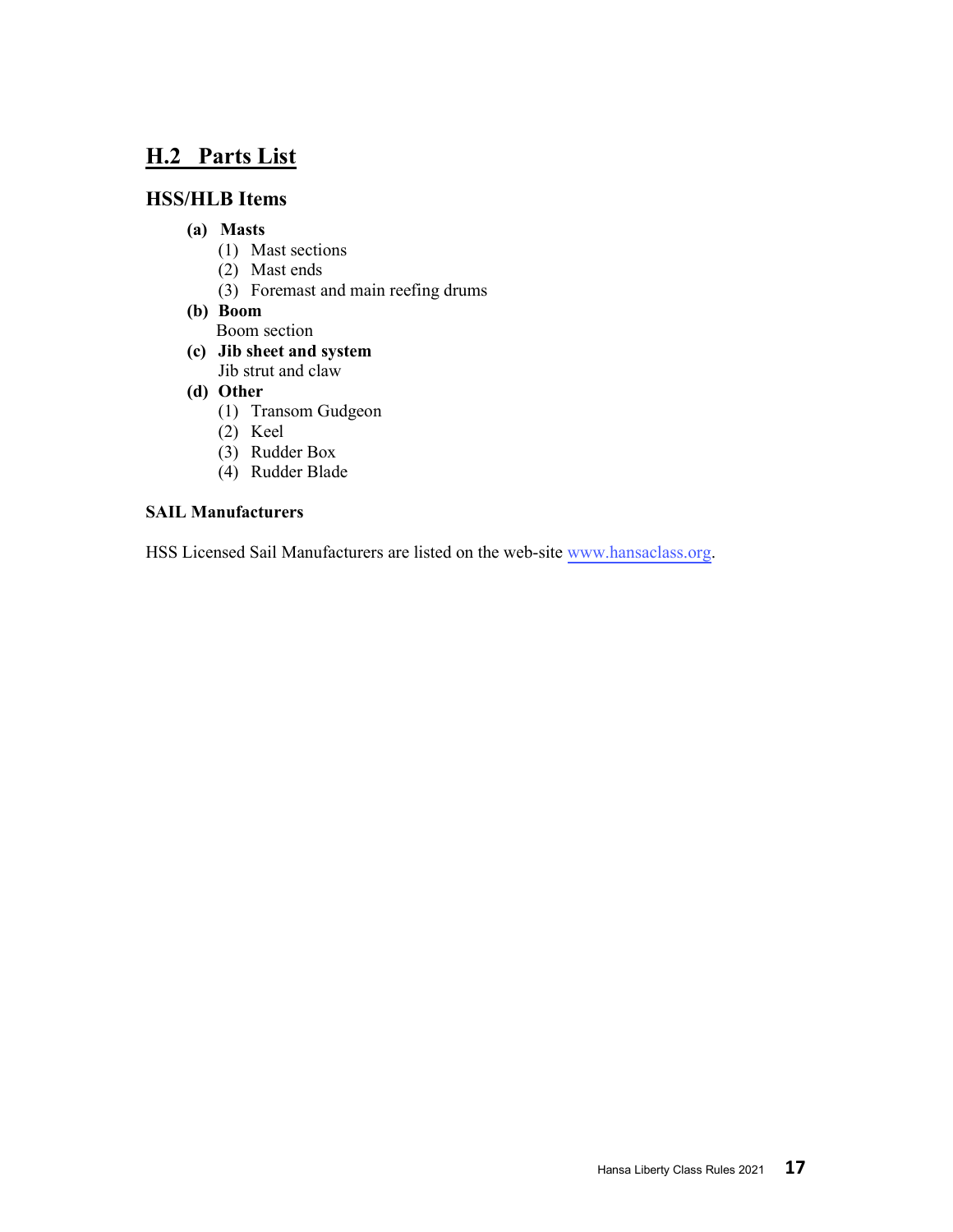## H.2 Parts List

### HSS/HLB Items

- **(a) Masts**
  - (1) Mast sections
  - (2) Mast ends
  - (3) Foremast and main reefing drums
- **(b) Boom**
  - Boom section
- **(c) Jib sheet and system**
  - Jib strut and claw
- **(d) Other**
  - (1) Transom Gudgeon
  - (2) Keel
  - (3) Rudder Box
  - (4) Rudder Blade

**SAIL Manufacturers**

HSS Licensed Sail Manufacturers are listed on the web-site www.hansaclass.org.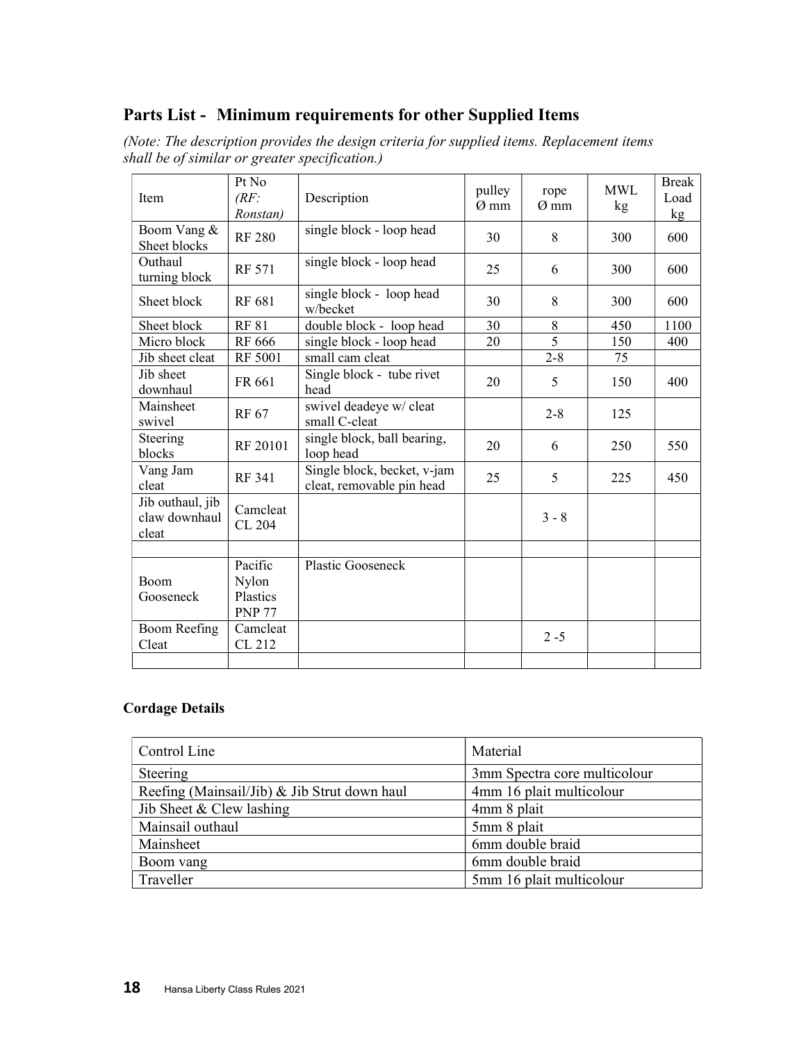## Parts List - Minimum requirements for other Supplied Items

*(Note: The description provides the design criteria for supplied items. Replacement items shall be of similar or greater specification.)*

| Item | Pt No *(RF: Ronstan)* | Description | pulley Ø mm | rope Ø mm | MWL kg | Break Load kg |
|---|---|---|---|---|---|---|
| Boom Vang & Sheet blocks | RF 280 | single block - loop head | 30 | 8 | 300 | 600 |
| Outhaul turning block | RF 571 | single block - loop head | 25 | 6 | 300 | 600 |
| Sheet block | RF 681 | single block - loop head w/becket | 30 | 8 | 300 | 600 |
| Sheet block | RF 81 | double block - loop head | 30 | 8 | 450 | 1100 |
| Micro block | RF 666 | single block - loop head | 20 | 5 | 150 | 400 |
| Jib sheet cleat | RF 5001 | small cam cleat | | 2-8 | 75 | |
| Jib sheet downhaul | FR 661 | Single block - tube rivet head | 20 | 5 | 150 | 400 |
| Mainsheet swivel | RF 67 | swivel deadeye w/ cleat small C-cleat | | 2-8 | 125 | |
| Steering blocks | RF 20101 | single block, ball bearing, loop head | 20 | 6 | 250 | 550 |
| Vang Jam cleat | RF 341 | Single block, becket, v-jam cleat, removable pin head | 25 | 5 | 225 | 450 |
| Jib outhaul, jib claw downhaul cleat | Camcleat CL 204 | | | 3 - 8 | | |
| | | | | | | |
| Boom Gooseneck | Pacific Nylon Plastics PNP 77 | Plastic Gooseneck | | | | |
| Boom Reefing Cleat | Camcleat CL 212 | | | 2 -5 | | |
| | | | | | | |

### Cordage Details

| Control Line | Material |
|---|---|
| Steering | 3mm Spectra core multicolour |
| Reefing (Mainsail/Jib) & Jib Strut down haul | 4mm 16 plait multicolour |
| Jib Sheet & Clew lashing | 4mm 8 plait |
| Mainsail outhaul | 5mm 8 plait |
| Mainsheet | 6mm double braid |
| Boom vang | 6mm double braid |
| Traveller | 5mm 16 plait multicolour |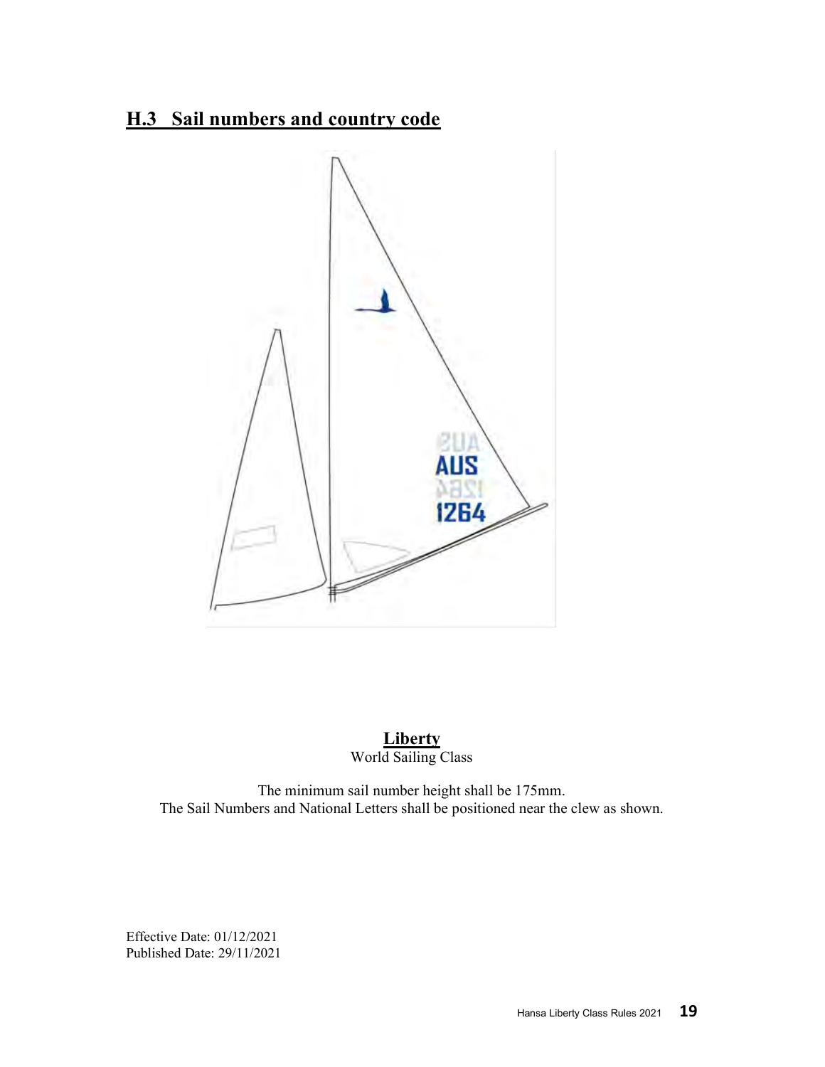## H.3 Sail numbers and country code

**Liberty**
World Sailing Class

The minimum sail number height shall be 175mm.
The Sail Numbers and National Letters shall be positioned near the clew as shown.

Effective Date: 01/12/2021
Published Date: 29/11/2021